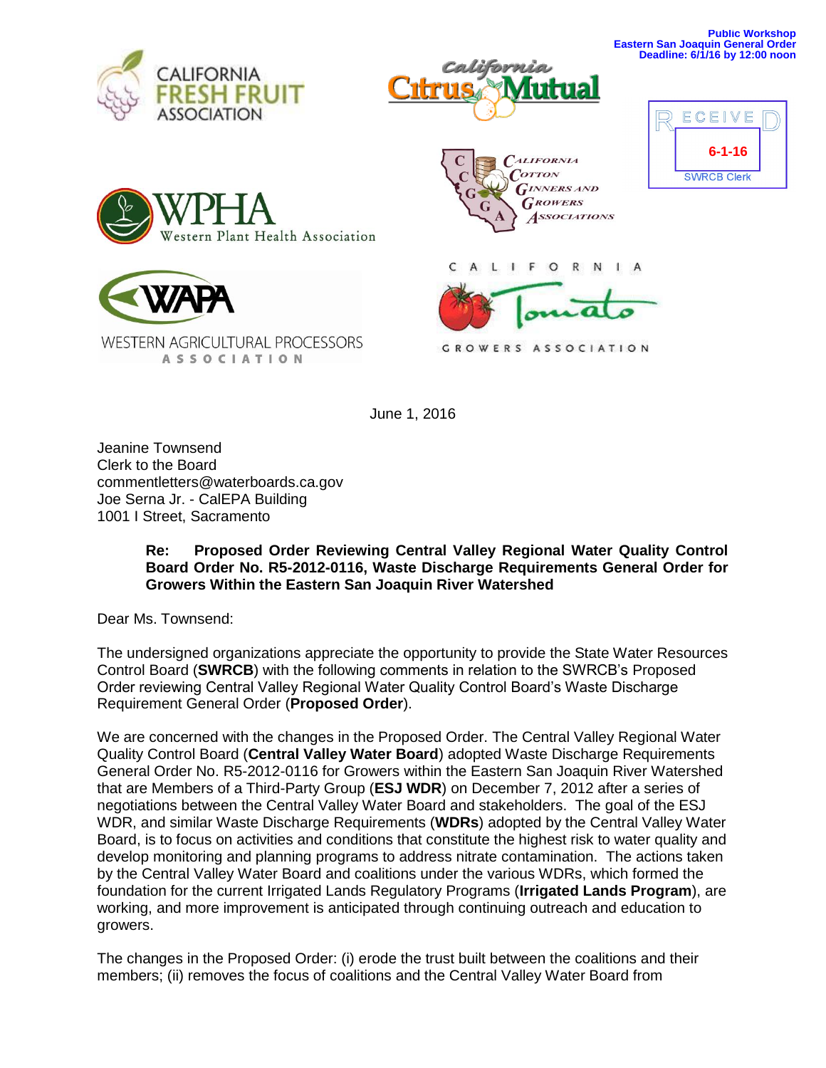Public Workshop
Eastern San Joaquin General Order
Deadline: 6/1/16 by 12:00 noon

CALIFORNIA FRESH FRUIT ASSOCIATION

California Citrus Mutual

RECEIVED
6-1-16
SWRCB Clerk

WPHA Western Plant Health Association

California Cotton Ginners and Growers Associations

WAPA WESTERN AGRICULTURAL PROCESSORS ASSOCIATION

CALIFORNIA Tomato GROWERS ASSOCIATION

June 1, 2016

Jeanine Townsend
Clerk to the Board
commentletters@waterboards.ca.gov
Joe Serna Jr. - CalEPA Building
1001 I Street, Sacramento

**Re: Proposed Order Reviewing Central Valley Regional Water Quality Control Board Order No. R5-2012-0116, Waste Discharge Requirements General Order for Growers Within the Eastern San Joaquin River Watershed**

Dear Ms. Townsend:

The undersigned organizations appreciate the opportunity to provide the State Water Resources Control Board (**SWRCB**) with the following comments in relation to the SWRCB's Proposed Order reviewing Central Valley Regional Water Quality Control Board's Waste Discharge Requirement General Order (**Proposed Order**).

We are concerned with the changes in the Proposed Order. The Central Valley Regional Water Quality Control Board (**Central Valley Water Board**) adopted Waste Discharge Requirements General Order No. R5-2012-0116 for Growers within the Eastern San Joaquin River Watershed that are Members of a Third-Party Group (**ESJ WDR**) on December 7, 2012 after a series of negotiations between the Central Valley Water Board and stakeholders. The goal of the ESJ WDR, and similar Waste Discharge Requirements (**WDRs**) adopted by the Central Valley Water Board, is to focus on activities and conditions that constitute the highest risk to water quality and develop monitoring and planning programs to address nitrate contamination. The actions taken by the Central Valley Water Board and coalitions under the various WDRs, which formed the foundation for the current Irrigated Lands Regulatory Programs (**Irrigated Lands Program**), are working, and more improvement is anticipated through continuing outreach and education to growers.

The changes in the Proposed Order: (i) erode the trust built between the coalitions and their members; (ii) removes the focus of coalitions and the Central Valley Water Board from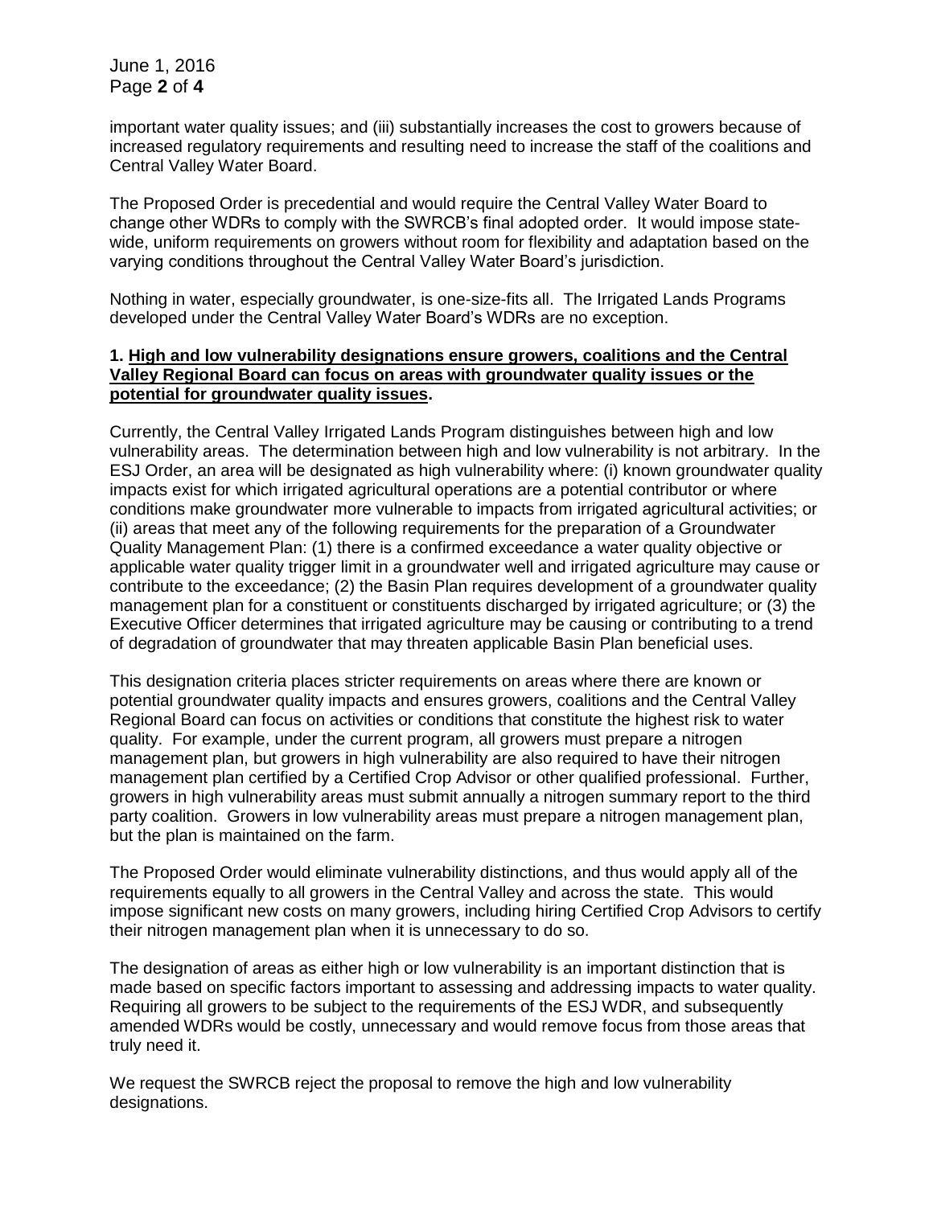important water quality issues; and (iii) substantially increases the cost to growers because of increased regulatory requirements and resulting need to increase the staff of the coalitions and Central Valley Water Board.

The Proposed Order is precedential and would require the Central Valley Water Board to change other WDRs to comply with the SWRCB's final adopted order. It would impose state-wide, uniform requirements on growers without room for flexibility and adaptation based on the varying conditions throughout the Central Valley Water Board's jurisdiction.

Nothing in water, especially groundwater, is one-size-fits all. The Irrigated Lands Programs developed under the Central Valley Water Board's WDRs are no exception.

**1. <u>High and low vulnerability designations ensure growers, coalitions and the Central Valley Regional Board can focus on areas with groundwater quality issues or the potential for groundwater quality issues</u>.**

Currently, the Central Valley Irrigated Lands Program distinguishes between high and low vulnerability areas. The determination between high and low vulnerability is not arbitrary. In the ESJ Order, an area will be designated as high vulnerability where: (i) known groundwater quality impacts exist for which irrigated agricultural operations are a potential contributor or where conditions make groundwater more vulnerable to impacts from irrigated agricultural activities; or (ii) areas that meet any of the following requirements for the preparation of a Groundwater Quality Management Plan: (1) there is a confirmed exceedance a water quality objective or applicable water quality trigger limit in a groundwater well and irrigated agriculture may cause or contribute to the exceedance; (2) the Basin Plan requires development of a groundwater quality management plan for a constituent or constituents discharged by irrigated agriculture; or (3) the Executive Officer determines that irrigated agriculture may be causing or contributing to a trend of degradation of groundwater that may threaten applicable Basin Plan beneficial uses.

This designation criteria places stricter requirements on areas where there are known or potential groundwater quality impacts and ensures growers, coalitions and the Central Valley Regional Board can focus on activities or conditions that constitute the highest risk to water quality. For example, under the current program, all growers must prepare a nitrogen management plan, but growers in high vulnerability are also required to have their nitrogen management plan certified by a Certified Crop Advisor or other qualified professional. Further, growers in high vulnerability areas must submit annually a nitrogen summary report to the third party coalition. Growers in low vulnerability areas must prepare a nitrogen management plan, but the plan is maintained on the farm.

The Proposed Order would eliminate vulnerability distinctions, and thus would apply all of the requirements equally to all growers in the Central Valley and across the state. This would impose significant new costs on many growers, including hiring Certified Crop Advisors to certify their nitrogen management plan when it is unnecessary to do so.

The designation of areas as either high or low vulnerability is an important distinction that is made based on specific factors important to assessing and addressing impacts to water quality. Requiring all growers to be subject to the requirements of the ESJ WDR, and subsequently amended WDRs would be costly, unnecessary and would remove focus from those areas that truly need it.

We request the SWRCB reject the proposal to remove the high and low vulnerability designations.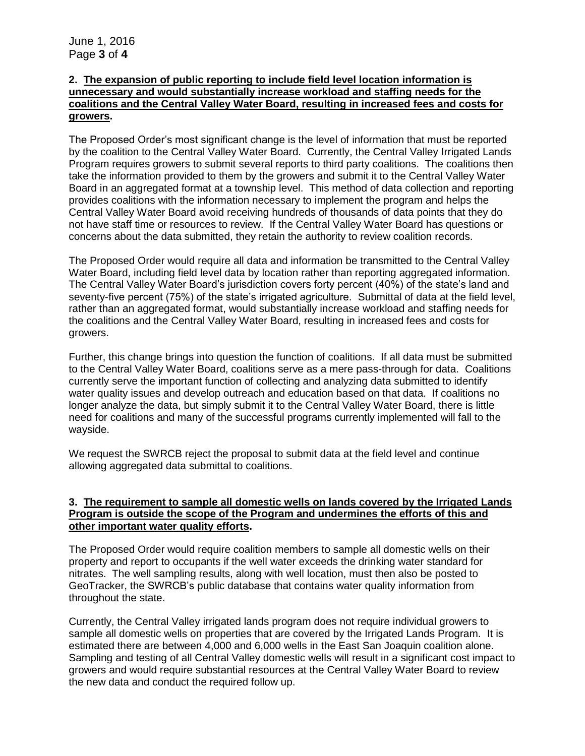**2. <u>The expansion of public reporting to include field level location information is unnecessary and would substantially increase workload and staffing needs for the coalitions and the Central Valley Water Board, resulting in increased fees and costs for growers</u>.**

The Proposed Order's most significant change is the level of information that must be reported by the coalition to the Central Valley Water Board. Currently, the Central Valley Irrigated Lands Program requires growers to submit several reports to third party coalitions. The coalitions then take the information provided to them by the growers and submit it to the Central Valley Water Board in an aggregated format at a township level. This method of data collection and reporting provides coalitions with the information necessary to implement the program and helps the Central Valley Water Board avoid receiving hundreds of thousands of data points that they do not have staff time or resources to review. If the Central Valley Water Board has questions or concerns about the data submitted, they retain the authority to review coalition records.

The Proposed Order would require all data and information be transmitted to the Central Valley Water Board, including field level data by location rather than reporting aggregated information. The Central Valley Water Board's jurisdiction covers forty percent (40%) of the state's land and seventy-five percent (75%) of the state's irrigated agriculture. Submittal of data at the field level, rather than an aggregated format, would substantially increase workload and staffing needs for the coalitions and the Central Valley Water Board, resulting in increased fees and costs for growers.

Further, this change brings into question the function of coalitions. If all data must be submitted to the Central Valley Water Board, coalitions serve as a mere pass-through for data. Coalitions currently serve the important function of collecting and analyzing data submitted to identify water quality issues and develop outreach and education based on that data. If coalitions no longer analyze the data, but simply submit it to the Central Valley Water Board, there is little need for coalitions and many of the successful programs currently implemented will fall to the wayside.

We request the SWRCB reject the proposal to submit data at the field level and continue allowing aggregated data submittal to coalitions.

**3. <u>The requirement to sample all domestic wells on lands covered by the Irrigated Lands Program is outside the scope of the Program and undermines the efforts of this and other important water quality efforts</u>.**

The Proposed Order would require coalition members to sample all domestic wells on their property and report to occupants if the well water exceeds the drinking water standard for nitrates. The well sampling results, along with well location, must then also be posted to GeoTracker, the SWRCB's public database that contains water quality information from throughout the state.

Currently, the Central Valley irrigated lands program does not require individual growers to sample all domestic wells on properties that are covered by the Irrigated Lands Program. It is estimated there are between 4,000 and 6,000 wells in the East San Joaquin coalition alone. Sampling and testing of all Central Valley domestic wells will result in a significant cost impact to growers and would require substantial resources at the Central Valley Water Board to review the new data and conduct the required follow up.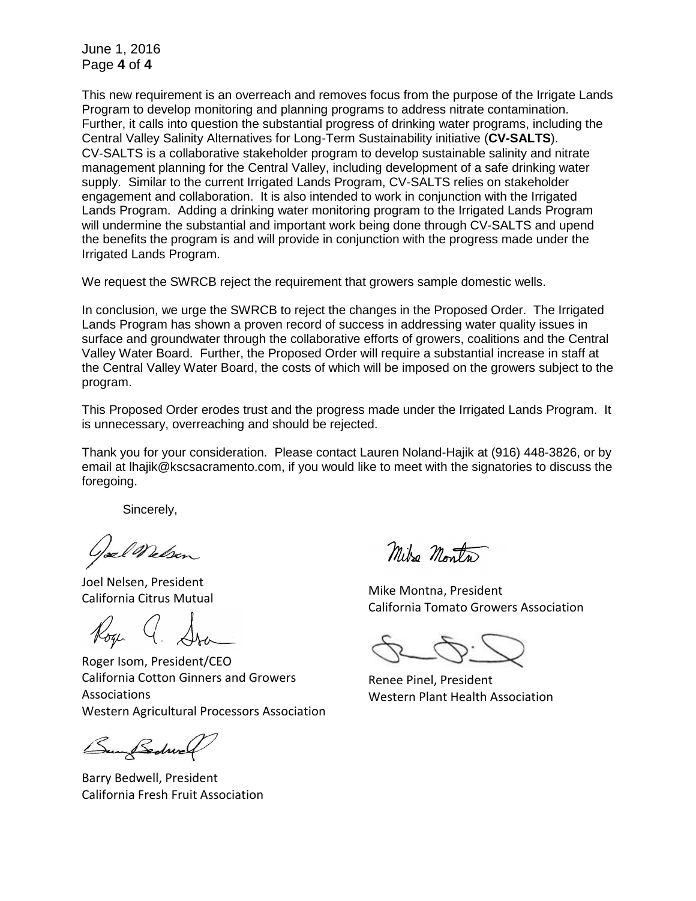This new requirement is an overreach and removes focus from the purpose of the Irrigate Lands Program to develop monitoring and planning programs to address nitrate contamination. Further, it calls into question the substantial progress of drinking water programs, including the Central Valley Salinity Alternatives for Long-Term Sustainability initiative (**CV-SALTS**). CV-SALTS is a collaborative stakeholder program to develop sustainable salinity and nitrate management planning for the Central Valley, including development of a safe drinking water supply. Similar to the current Irrigated Lands Program, CV-SALTS relies on stakeholder engagement and collaboration. It is also intended to work in conjunction with the Irrigated Lands Program. Adding a drinking water monitoring program to the Irrigated Lands Program will undermine the substantial and important work being done through CV-SALTS and upend the benefits the program is and will provide in conjunction with the progress made under the Irrigated Lands Program.

We request the SWRCB reject the requirement that growers sample domestic wells.

In conclusion, we urge the SWRCB to reject the changes in the Proposed Order. The Irrigated Lands Program has shown a proven record of success in addressing water quality issues in surface and groundwater through the collaborative efforts of growers, coalitions and the Central Valley Water Board. Further, the Proposed Order will require a substantial increase in staff at the Central Valley Water Board, the costs of which will be imposed on the growers subject to the program.

This Proposed Order erodes trust and the progress made under the Irrigated Lands Program. It is unnecessary, overreaching and should be rejected.

Thank you for your consideration. Please contact Lauren Noland-Hajik at (916) 448-3826, or by email at lhajik@kscsacramento.com, if you would like to meet with the signatories to discuss the foregoing.

Sincerely,

Joel Nelsen, President
California Citrus Mutual

Roger Isom, President/CEO
California Cotton Ginners and Growers Associations
Western Agricultural Processors Association

Barry Bedwell, President
California Fresh Fruit Association

Mike Montna, President
California Tomato Growers Association

Renee Pinel, President
Western Plant Health Association